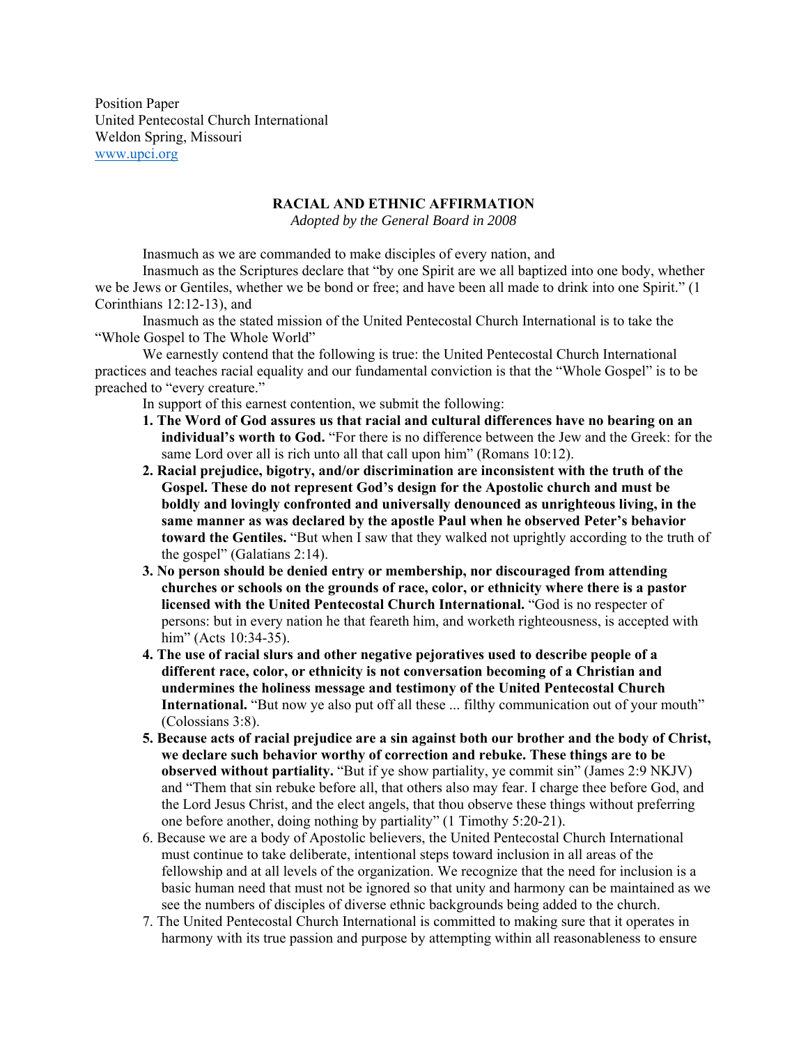Position Paper
United Pentecostal Church International
Weldon Spring, Missouri
www.upci.org

## RACIAL AND ETHNIC AFFIRMATION

*Adopted by the General Board in 2008*

Inasmuch as we are commanded to make disciples of every nation, and

Inasmuch as the Scriptures declare that "by one Spirit are we all baptized into one body, whether we be Jews or Gentiles, whether we be bond or free; and have been all made to drink into one Spirit." (1 Corinthians 12:12-13), and

Inasmuch as the stated mission of the United Pentecostal Church International is to take the "Whole Gospel to The Whole World"

We earnestly contend that the following is true: the United Pentecostal Church International practices and teaches racial equality and our fundamental conviction is that the "Whole Gospel" is to be preached to "every creature."

In support of this earnest contention, we submit the following:

1. **The Word of God assures us that racial and cultural differences have no bearing on an individual's worth to God.** "For there is no difference between the Jew and the Greek: for the same Lord over all is rich unto all that call upon him" (Romans 10:12).
2. **Racial prejudice, bigotry, and/or discrimination are inconsistent with the truth of the Gospel. These do not represent God's design for the Apostolic church and must be boldly and lovingly confronted and universally denounced as unrighteous living, in the same manner as was declared by the apostle Paul when he observed Peter's behavior toward the Gentiles.** "But when I saw that they walked not uprightly according to the truth of the gospel" (Galatians 2:14).
3. **No person should be denied entry or membership, nor discouraged from attending churches or schools on the grounds of race, color, or ethnicity where there is a pastor licensed with the United Pentecostal Church International.** "God is no respecter of persons: but in every nation he that feareth him, and worketh righteousness, is accepted with him" (Acts 10:34-35).
4. **The use of racial slurs and other negative pejoratives used to describe people of a different race, color, or ethnicity is not conversation becoming of a Christian and undermines the holiness message and testimony of the United Pentecostal Church International.** "But now ye also put off all these ... filthy communication out of your mouth" (Colossians 3:8).
5. **Because acts of racial prejudice are a sin against both our brother and the body of Christ, we declare such behavior worthy of correction and rebuke. These things are to be observed without partiality.** "But if ye show partiality, ye commit sin" (James 2:9 NKJV) and "Them that sin rebuke before all, that others also may fear. I charge thee before God, and the Lord Jesus Christ, and the elect angels, that thou observe these things without preferring one before another, doing nothing by partiality" (1 Timothy 5:20-21).
6. Because we are a body of Apostolic believers, the United Pentecostal Church International must continue to take deliberate, intentional steps toward inclusion in all areas of the fellowship and at all levels of the organization. We recognize that the need for inclusion is a basic human need that must not be ignored so that unity and harmony can be maintained as we see the numbers of disciples of diverse ethnic backgrounds being added to the church.
7. The United Pentecostal Church International is committed to making sure that it operates in harmony with its true passion and purpose by attempting within all reasonableness to ensure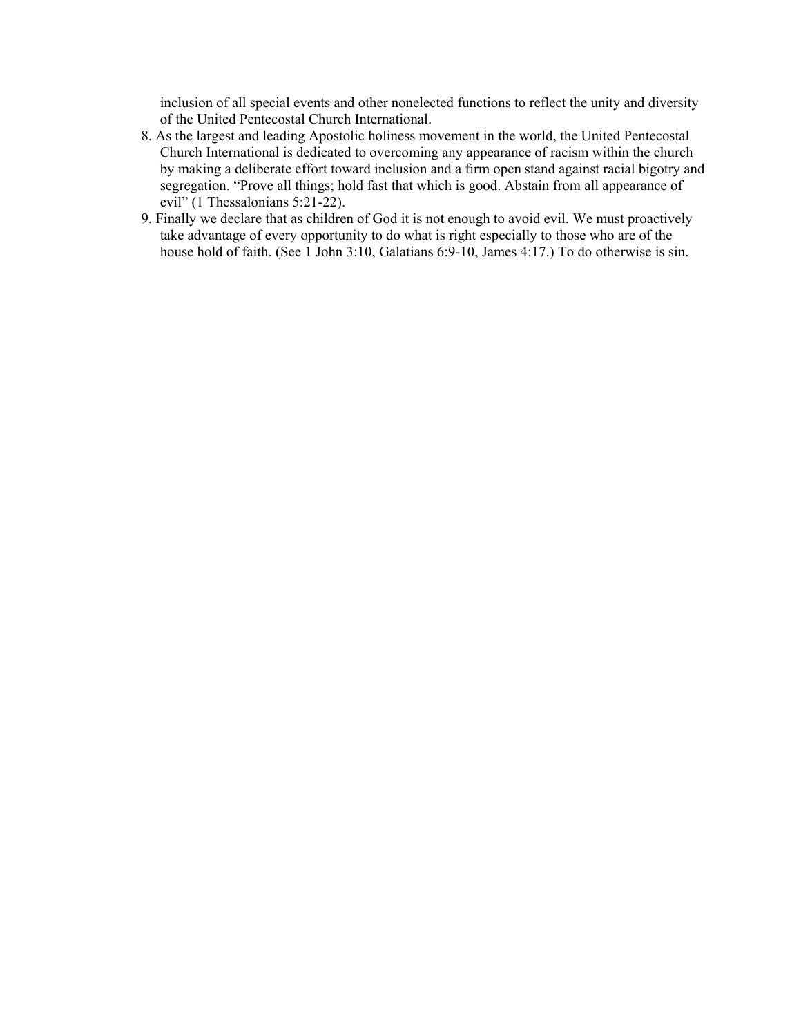inclusion of all special events and other nonelected functions to reflect the unity and diversity of the United Pentecostal Church International.

8. As the largest and leading Apostolic holiness movement in the world, the United Pentecostal Church International is dedicated to overcoming any appearance of racism within the church by making a deliberate effort toward inclusion and a firm open stand against racial bigotry and segregation. "Prove all things; hold fast that which is good. Abstain from all appearance of evil" (1 Thessalonians 5:21-22).
9. Finally we declare that as children of God it is not enough to avoid evil. We must proactively take advantage of every opportunity to do what is right especially to those who are of the house hold of faith. (See 1 John 3:10, Galatians 6:9-10, James 4:17.) To do otherwise is sin.